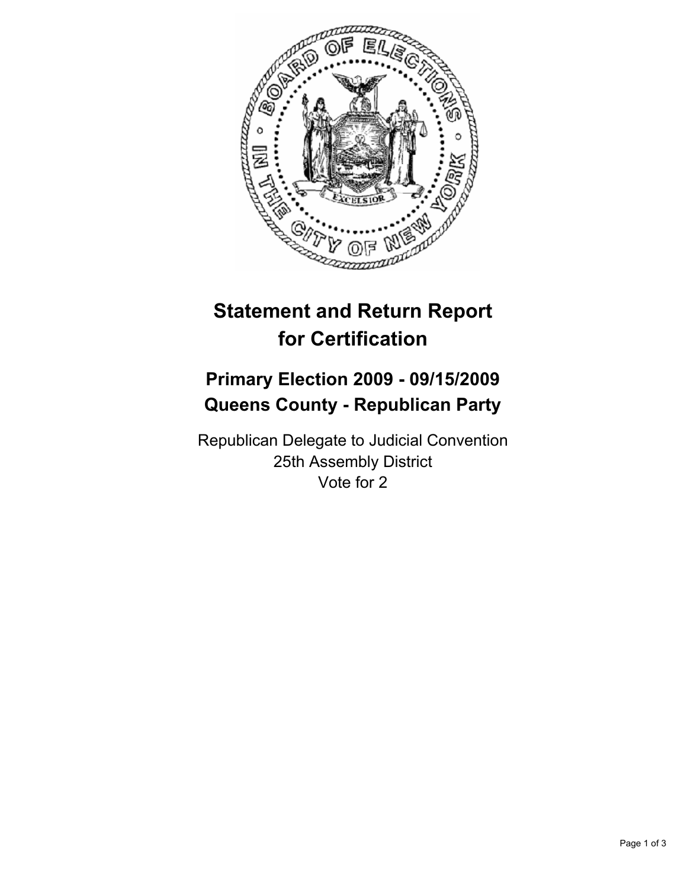# Statement and Return Report for Certification

## Primary Election 2009 - 09/15/2009
## Queens County - Republican Party

Republican Delegate to Judicial Convention
25th Assembly District
Vote for 2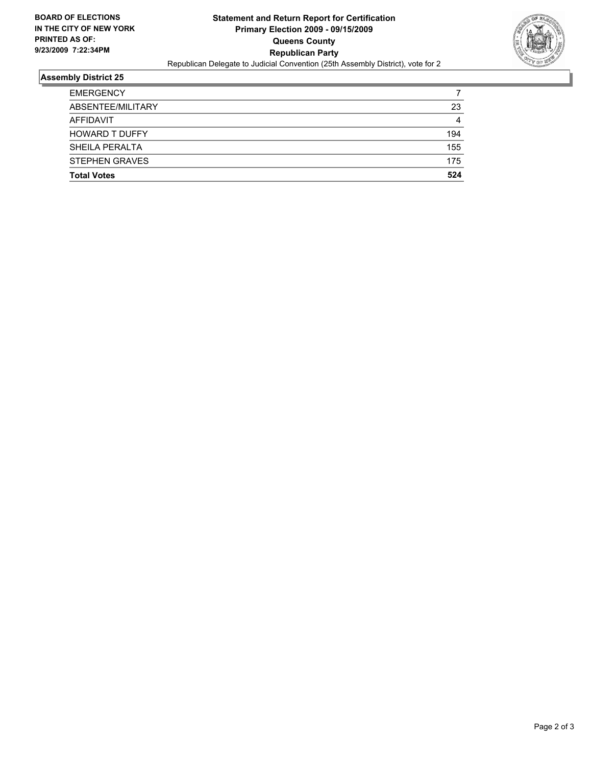**BOARD OF ELECTIONS IN THE CITY OF NEW YORK**
**PRINTED AS OF: 9/23/2009 7:22:34PM**

# Statement and Return Report for Certification
## Primary Election 2009 - 09/15/2009
## Queens County
## Republican Party

Republican Delegate to Judicial Convention (25th Assembly District), vote for 2

### Assembly District 25

| | |
|---|---|
| EMERGENCY | 7 |
| ABSENTEE/MILITARY | 23 |
| AFFIDAVIT | 4 |
| HOWARD T DUFFY | 194 |
| SHEILA PERALTA | 155 |
| STEPHEN GRAVES | 175 |
| **Total Votes** | **524** |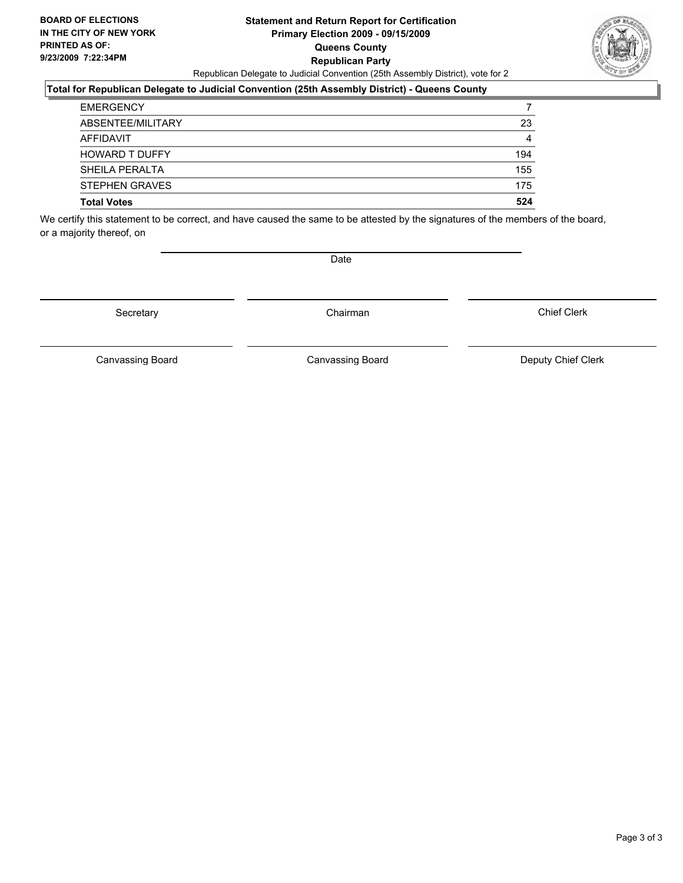**BOARD OF ELECTIONS IN THE CITY OF NEW YORK PRINTED AS OF: 9/23/2009 7:22:34PM**

**Statement and Return Report for Certification**
**Primary Election 2009 - 09/15/2009**
**Queens County**
**Republican Party**

Republican Delegate to Judicial Convention (25th Assembly District), vote for 2

**Total for Republican Delegate to Judicial Convention (25th Assembly District) - Queens County**

| | |
|---|---|
| EMERGENCY | 7 |
| ABSENTEE/MILITARY | 23 |
| AFFIDAVIT | 4 |
| HOWARD T DUFFY | 194 |
| SHEILA PERALTA | 155 |
| STEPHEN GRAVES | 175 |
| **Total Votes** | **524** |

We certify this statement to be correct, and have caused the same to be attested by the signatures of the members of the board, or a majority thereof, on

Date

Secretary

Chairman

Chief Clerk

Canvassing Board

Canvassing Board

Deputy Chief Clerk